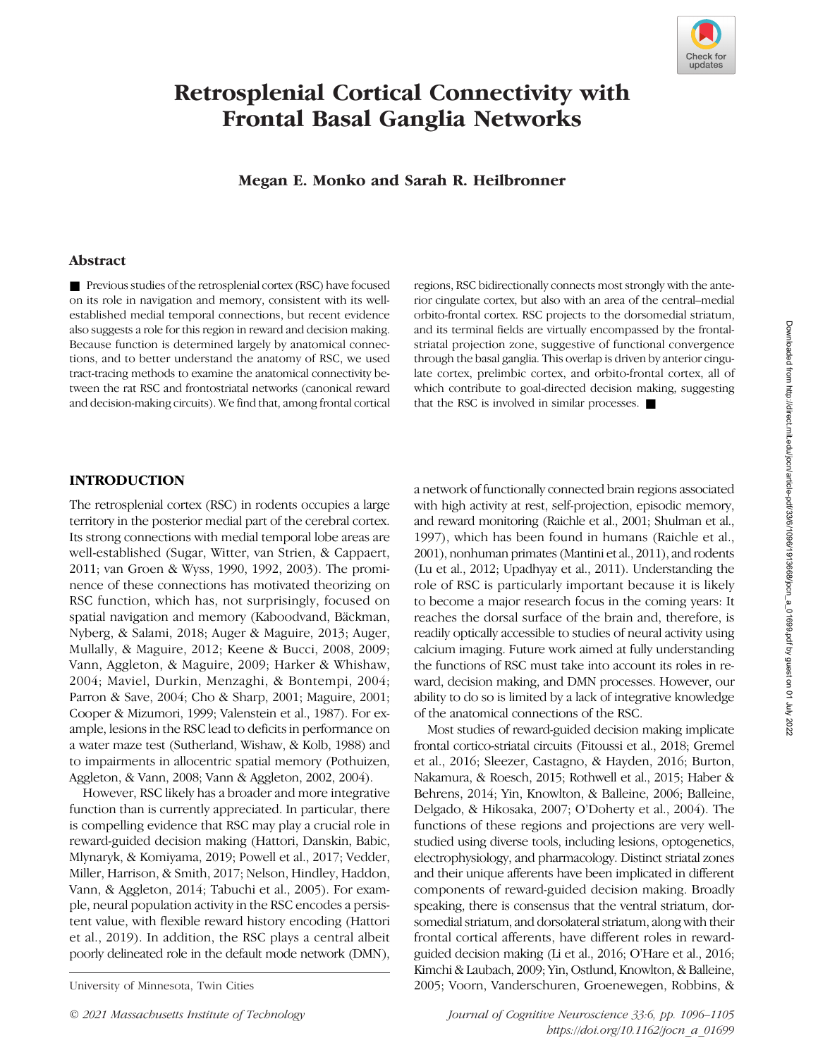# Retrosplenial Cortical Connectivity with Frontal Basal Ganglia Networks

**Megan E. Monko and Sarah R. Heilbronner**

## Abstract

■ Previous studies of the retrosplenial cortex (RSC) have focused on its role in navigation and memory, consistent with its well-established medial temporal connections, but recent evidence also suggests a role for this region in reward and decision making. Because function is determined largely by anatomical connections, and to better understand the anatomy of RSC, we used tract-tracing methods to examine the anatomical connectivity between the rat RSC and frontostriatal networks (canonical reward and decision-making circuits). We find that, among frontal cortical regions, RSC bidirectionally connects most strongly with the anterior cingulate cortex, but also with an area of the central–medial orbito-frontal cortex. RSC projects to the dorsomedial striatum, and its terminal fields are virtually encompassed by the frontal-striatal projection zone, suggestive of functional convergence through the basal ganglia. This overlap is driven by anterior cingulate cortex, prelimbic cortex, and orbito-frontal cortex, all of which contribute to goal-directed decision making, suggesting that the RSC is involved in similar processes. ■

## INTRODUCTION

The retrosplenial cortex (RSC) in rodents occupies a large territory in the posterior medial part of the cerebral cortex. Its strong connections with medial temporal lobe areas are well-established (Sugar, Witter, van Strien, & Cappaert, 2011; van Groen & Wyss, 1990, 1992, 2003). The prominence of these connections has motivated theorizing on RSC function, which has, not surprisingly, focused on spatial navigation and memory (Kaboodvand, Bäckman, Nyberg, & Salami, 2018; Auger & Maguire, 2013; Auger, Mullally, & Maguire, 2012; Keene & Bucci, 2008, 2009; Vann, Aggleton, & Maguire, 2009; Harker & Whishaw, 2004; Maviel, Durkin, Menzaghi, & Bontempi, 2004; Parron & Save, 2004; Cho & Sharp, 2001; Maguire, 2001; Cooper & Mizumori, 1999; Valenstein et al., 1987). For example, lesions in the RSC lead to deficits in performance on a water maze test (Sutherland, Wishaw, & Kolb, 1988) and to impairments in allocentric spatial memory (Pothuizen, Aggleton, & Vann, 2008; Vann & Aggleton, 2002, 2004).

However, RSC likely has a broader and more integrative function than is currently appreciated. In particular, there is compelling evidence that RSC may play a crucial role in reward-guided decision making (Hattori, Danskin, Babic, Mlynaryk, & Komiyama, 2019; Powell et al., 2017; Vedder, Miller, Harrison, & Smith, 2017; Nelson, Hindley, Haddon, Vann, & Aggleton, 2014; Tabuchi et al., 2005). For example, neural population activity in the RSC encodes a persistent value, with flexible reward history encoding (Hattori et al., 2019). In addition, the RSC plays a central albeit poorly delineated role in the default mode network (DMN), a network of functionally connected brain regions associated with high activity at rest, self-projection, episodic memory, and reward monitoring (Raichle et al., 2001; Shulman et al., 1997), which has been found in humans (Raichle et al., 2001), nonhuman primates (Mantini et al., 2011), and rodents (Lu et al., 2012; Upadhyay et al., 2011). Understanding the role of RSC is particularly important because it is likely to become a major research focus in the coming years: It reaches the dorsal surface of the brain and, therefore, is readily optically accessible to studies of neural activity using calcium imaging. Future work aimed at fully understanding the functions of RSC must take into account its roles in reward, decision making, and DMN processes. However, our ability to do so is limited by a lack of integrative knowledge of the anatomical connections of the RSC.

Most studies of reward-guided decision making implicate frontal cortico-striatal circuits (Fitoussi et al., 2018; Gremel et al., 2016; Sleezer, Castagno, & Hayden, 2016; Burton, Nakamura, & Roesch, 2015; Rothwell et al., 2015; Haber & Behrens, 2014; Yin, Knowlton, & Balleine, 2006; Balleine, Delgado, & Hikosaka, 2007; O'Doherty et al., 2004). The functions of these regions and projections are very well-studied using diverse tools, including lesions, optogenetics, electrophysiology, and pharmacology. Distinct striatal zones and their unique afferents have been implicated in different components of reward-guided decision making. Broadly speaking, there is consensus that the ventral striatum, dorsomedial striatum, and dorsolateral striatum, along with their frontal cortical afferents, have different roles in reward-guided decision making (Li et al., 2016; O'Hare et al., 2016; Kimchi & Laubach, 2009; Yin, Ostlund, Knowlton, & Balleine, 2005; Voorn, Vanderschuren, Groenewegen, Robbins, &

University of Minnesota, Twin Cities

© 2021 Massachusetts Institute of Technology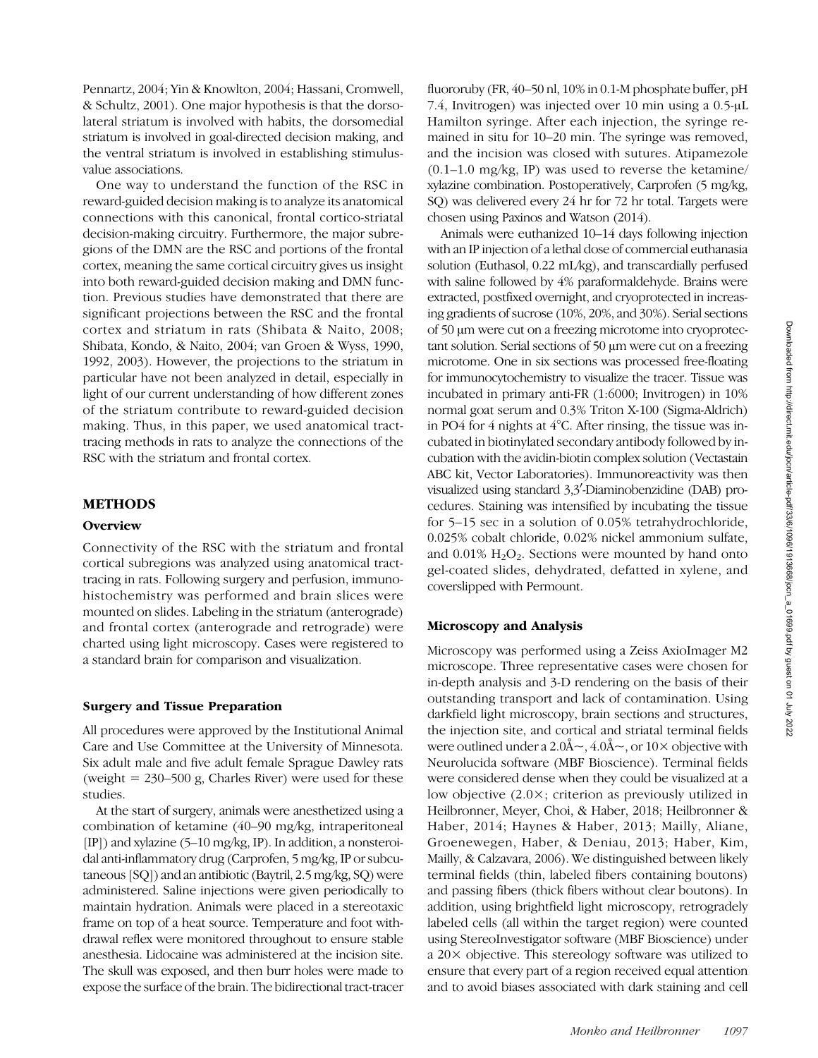Pennartz, 2004; Yin & Knowlton, 2004; Hassani, Cromwell, & Schultz, 2001). One major hypothesis is that the dorsolateral striatum is involved with habits, the dorsomedial striatum is involved in goal-directed decision making, and the ventral striatum is involved in establishing stimulus-value associations.

One way to understand the function of the RSC in reward-guided decision making is to analyze its anatomical connections with this canonical, frontal cortico-striatal decision-making circuitry. Furthermore, the major subregions of the DMN are the RSC and portions of the frontal cortex, meaning the same cortical circuitry gives us insight into both reward-guided decision making and DMN function. Previous studies have demonstrated that there are significant projections between the RSC and the frontal cortex and striatum in rats (Shibata & Naito, 2008; Shibata, Kondo, & Naito, 2004; van Groen & Wyss, 1990, 1992, 2003). However, the projections to the striatum in particular have not been analyzed in detail, especially in light of our current understanding of how different zones of the striatum contribute to reward-guided decision making. Thus, in this paper, we used anatomical tract-tracing methods in rats to analyze the connections of the RSC with the striatum and frontal cortex.

## METHODS

### Overview

Connectivity of the RSC with the striatum and frontal cortical subregions was analyzed using anatomical tract-tracing in rats. Following surgery and perfusion, immunohistochemistry was performed and brain slices were mounted on slides. Labeling in the striatum (anterograde) and frontal cortex (anterograde and retrograde) were charted using light microscopy. Cases were registered to a standard brain for comparison and visualization.

### Surgery and Tissue Preparation

All procedures were approved by the Institutional Animal Care and Use Committee at the University of Minnesota. Six adult male and five adult female Sprague Dawley rats (weight = 230–500 g, Charles River) were used for these studies.

At the start of surgery, animals were anesthetized using a combination of ketamine (40–90 mg/kg, intraperitoneal [IP]) and xylazine (5–10 mg/kg, IP). In addition, a nonsteroidal anti-inflammatory drug (Carprofen, 5 mg/kg, IP or subcutaneous [SQ]) and an antibiotic (Baytril, 2.5 mg/kg, SQ) were administered. Saline injections were given periodically to maintain hydration. Animals were placed in a stereotaxic frame on top of a heat source. Temperature and foot withdrawal reflex were monitored throughout to ensure stable anesthesia. Lidocaine was administered at the incision site. The skull was exposed, and then burr holes were made to expose the surface of the brain. The bidirectional tract-tracer fluororuby (FR, 40–50 nl, 10% in 0.1-M phosphate buffer, pH 7.4, Invitrogen) was injected over 10 min using a 0.5-μL Hamilton syringe. After each injection, the syringe remained in situ for 10–20 min. The syringe was removed, and the incision was closed with sutures. Atipamezole (0.1–1.0 mg/kg, IP) was used to reverse the ketamine/xylazine combination. Postoperatively, Carprofen (5 mg/kg, SQ) was delivered every 24 hr for 72 hr total. Targets were chosen using Paxinos and Watson (2014).

Animals were euthanized 10–14 days following injection with an IP injection of a lethal dose of commercial euthanasia solution (Euthasol, 0.22 mL/kg), and transcardially perfused with saline followed by 4% paraformaldehyde. Brains were extracted, postfixed overnight, and cryoprotected in increasing gradients of sucrose (10%, 20%, and 30%). Serial sections of 50 μm were cut on a freezing microtome into cryoprotectant solution. Serial sections of 50 μm were cut on a freezing microtome. One in six sections was processed free-floating for immunocytochemistry to visualize the tracer. Tissue was incubated in primary anti-FR (1:6000; Invitrogen) in 10% normal goat serum and 0.3% Triton X-100 (Sigma-Aldrich) in PO4 for 4 nights at 4°C. After rinsing, the tissue was incubated in biotinylated secondary antibody followed by incubation with the avidin-biotin complex solution (Vectastain ABC kit, Vector Laboratories). Immunoreactivity was then visualized using standard 3,3′-Diaminobenzidine (DAB) procedures. Staining was intensified by incubating the tissue for 5–15 sec in a solution of 0.05% tetrahydrochloride, 0.025% cobalt chloride, 0.02% nickel ammonium sulfate, and 0.01% $H_2O_2$. Sections were mounted by hand onto gel-coated slides, dehydrated, defatted in xylene, and coverslipped with Permount.

### Microscopy and Analysis

Microscopy was performed using a Zeiss AxioImager M2 microscope. Three representative cases were chosen for in-depth analysis and 3-D rendering on the basis of their outstanding transport and lack of contamination. Using darkfield light microscopy, brain sections and structures, the injection site, and cortical and striatal terminal fields were outlined under a 2.0Å∼, 4.0Å∼, or 10× objective with Neurolucida software (MBF Bioscience). Terminal fields were considered dense when they could be visualized at a low objective (2.0×; criterion as previously utilized in Heilbronner, Meyer, Choi, & Haber, 2018; Heilbronner & Haber, 2014; Haynes & Haber, 2013; Mailly, Aliane, Groenewegen, Haber, & Deniau, 2013; Haber, Kim, Mailly, & Calzavara, 2006). We distinguished between likely terminal fields (thin, labeled fibers containing boutons) and passing fibers (thick fibers without clear boutons). In addition, using brightfield light microscopy, retrogradely labeled cells (all within the target region) were counted using StereoInvestigator software (MBF Bioscience) under a 20× objective. This stereology software was utilized to ensure that every part of a region received equal attention and to avoid biases associated with dark staining and cell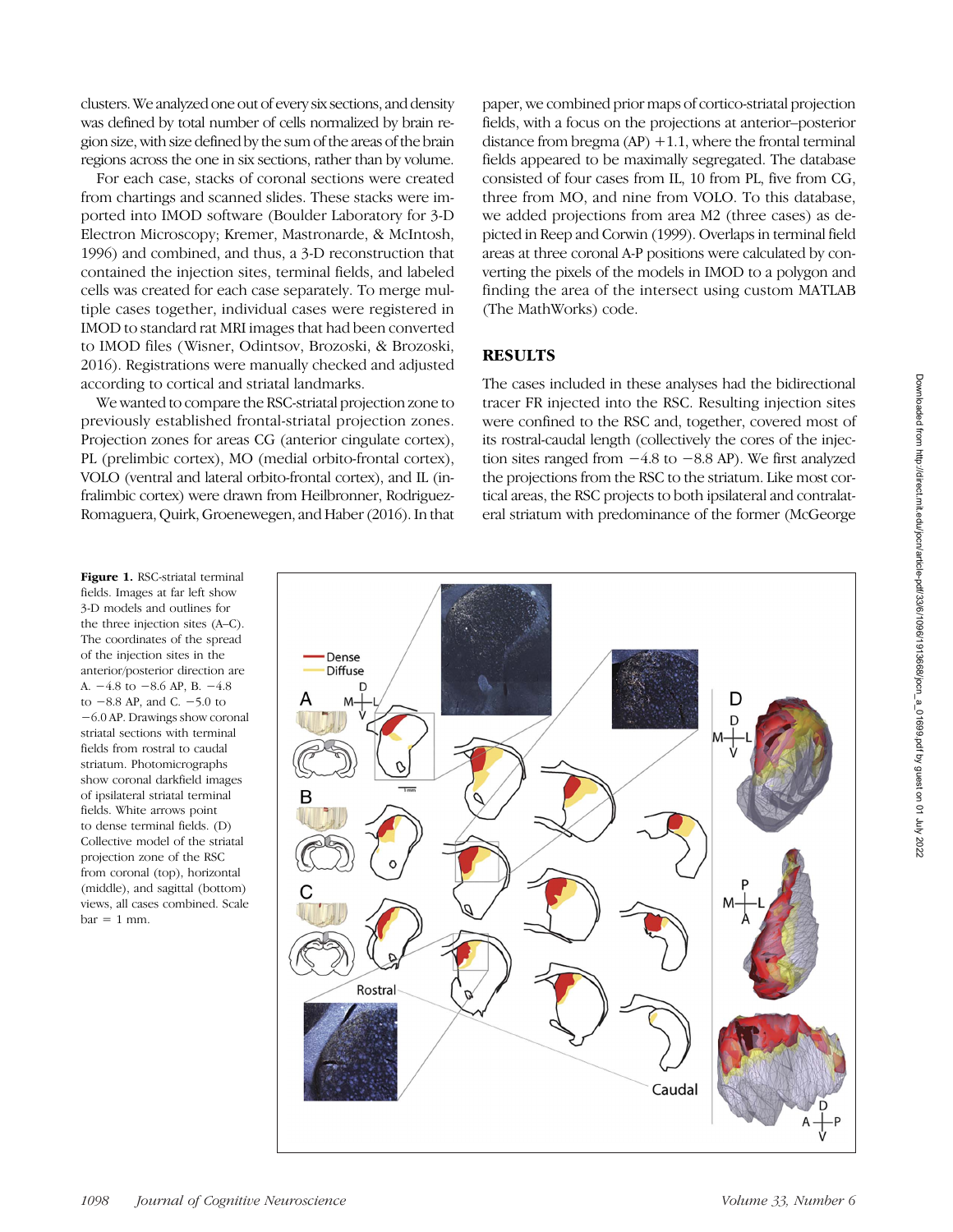clusters. We analyzed one out of every six sections, and density was defined by total number of cells normalized by brain region size, with size defined by the sum of the areas of the brain regions across the one in six sections, rather than by volume.

For each case, stacks of coronal sections were created from chartings and scanned slides. These stacks were imported into IMOD software (Boulder Laboratory for 3-D Electron Microscopy; Kremer, Mastronarde, & McIntosh, 1996) and combined, and thus, a 3-D reconstruction that contained the injection sites, terminal fields, and labeled cells was created for each case separately. To merge multiple cases together, individual cases were registered in IMOD to standard rat MRI images that had been converted to IMOD files (Wisner, Odintsov, Brozoski, & Brozoski, 2016). Registrations were manually checked and adjusted according to cortical and striatal landmarks.

We wanted to compare the RSC-striatal projection zone to previously established frontal-striatal projection zones. Projection zones for areas CG (anterior cingulate cortex), PL (prelimbic cortex), MO (medial orbito-frontal cortex), VOLO (ventral and lateral orbito-frontal cortex), and IL (infralimbic cortex) were drawn from Heilbronner, Rodriguez-Romaguera, Quirk, Groenewegen, and Haber (2016). In that paper, we combined prior maps of cortico-striatal projection fields, with a focus on the projections at anterior–posterior distance from bregma (AP) +1.1, where the frontal terminal fields appeared to be maximally segregated. The database consisted of four cases from IL, 10 from PL, five from CG, three from MO, and nine from VOLO. To this database, we added projections from area M2 (three cases) as depicted in Reep and Corwin (1999). Overlaps in terminal field areas at three coronal A-P positions were calculated by converting the pixels of the models in IMOD to a polygon and finding the area of the intersect using custom MATLAB (The MathWorks) code.

## RESULTS

The cases included in these analyses had the bidirectional tracer FR injected into the RSC. Resulting injection sites were confined to the RSC and, together, covered most of its rostral-caudal length (collectively the cores of the injection sites ranged from −4.8 to −8.8 AP). We first analyzed the projections from the RSC to the striatum. Like most cortical areas, the RSC projects to both ipsilateral and contralateral striatum with predominance of the former (McGeorge

**Figure 1.** RSC-striatal terminal fields. Images at far left show 3-D models and outlines for the three injection sites (A–C). The coordinates of the spread of the injection sites in the anterior/posterior direction are A. −4.8 to −8.6 AP, B. −4.8 to −8.8 AP, and C. −5.0 to −6.0 AP. Drawings show coronal striatal sections with terminal fields from rostral to caudal striatum. Photomicrographs show coronal darkfield images of ipsilateral striatal terminal fields. White arrows point to dense terminal fields. (D) Collective model of the striatal projection zone of the RSC from coronal (top), horizontal (middle), and sagittal (bottom) views, all cases combined. Scale bar = 1 mm.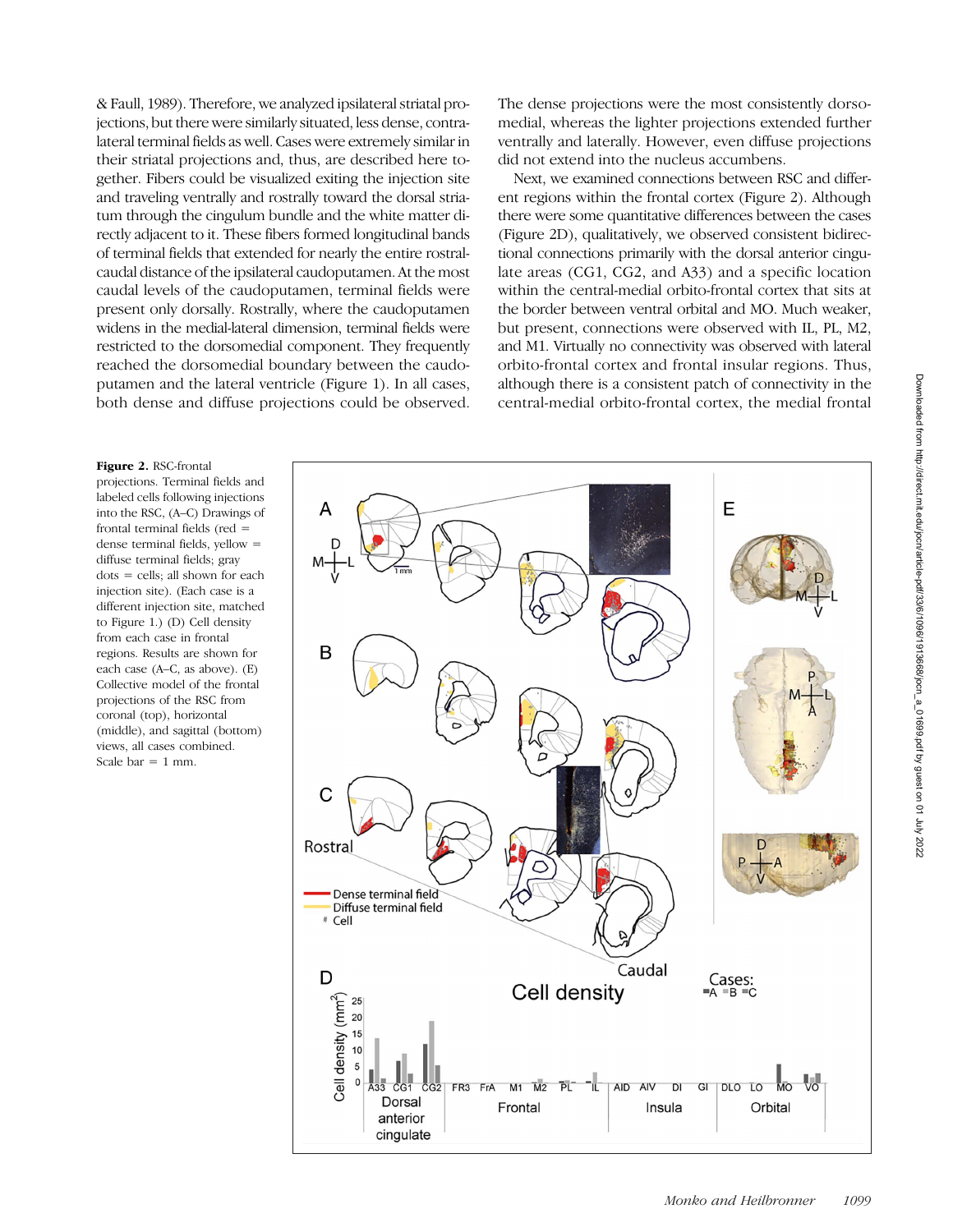& Faull, 1989). Therefore, we analyzed ipsilateral striatal projections, but there were similarly situated, less dense, contralateral terminal fields as well. Cases were extremely similar in their striatal projections and, thus, are described here together. Fibers could be visualized exiting the injection site and traveling ventrally and rostrally toward the dorsal striatum through the cingulum bundle and the white matter directly adjacent to it. These fibers formed longitudinal bands of terminal fields that extended for nearly the entire rostral-caudal distance of the ipsilateral caudoputamen. At the most caudal levels of the caudoputamen, terminal fields were present only dorsally. Rostrally, where the caudoputamen widens in the medial-lateral dimension, terminal fields were restricted to the dorsomedial component. They frequently reached the dorsomedial boundary between the caudoputamen and the lateral ventricle (Figure 1). In all cases, both dense and diffuse projections could be observed. The dense projections were the most consistently dorsomedial, whereas the lighter projections extended further ventrally and laterally. However, even diffuse projections did not extend into the nucleus accumbens.

Next, we examined connections between RSC and different regions within the frontal cortex (Figure 2). Although there were some quantitative differences between the cases (Figure 2D), qualitatively, we observed consistent bidirectional connections primarily with the dorsal anterior cingulate areas (CG1, CG2, and A33) and a specific location within the central-medial orbito-frontal cortex that sits at the border between ventral orbital and MO. Much weaker, but present, connections were observed with IL, PL, M2, and M1. Virtually no connectivity was observed with lateral orbito-frontal cortex and frontal insular regions. Thus, although there is a consistent patch of connectivity in the central-medial orbito-frontal cortex, the medial frontal

**Figure 2.** RSC-frontal projections. Terminal fields and labeled cells following injections into the RSC, (A–C) Drawings of frontal terminal fields (red = dense terminal fields, yellow = diffuse terminal fields; gray dots = cells; all shown for each injection site). (Each case is a different injection site, matched to Figure 1.) (D) Cell density from each case in frontal regions. Results are shown for each case (A–C, as above). (E) Collective model of the frontal projections of the RSC from coronal (top), horizontal (middle), and sagittal (bottom) views, all cases combined. Scale bar = 1 mm.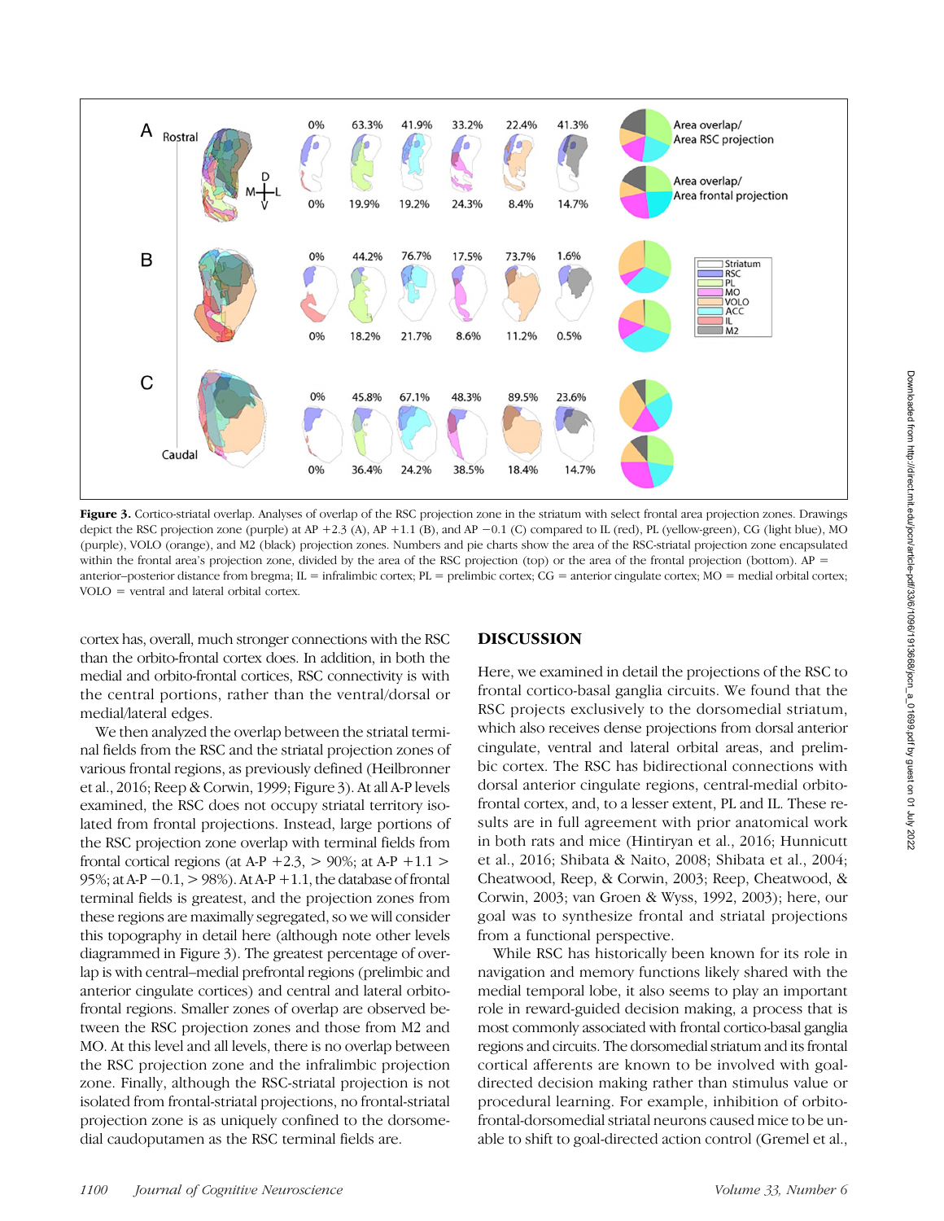**Figure 3.** Cortico-striatal overlap. Analyses of overlap of the RSC projection zone in the striatum with select frontal area projection zones. Drawings depict the RSC projection zone (purple) at AP +2.3 (A), AP +1.1 (B), and AP −0.1 (C) compared to IL (red), PL (yellow-green), CG (light blue), MO (purple), VOLO (orange), and M2 (black) projection zones. Numbers and pie charts show the area of the RSC-striatal projection zone encapsulated within the frontal area's projection zone, divided by the area of the RSC projection (top) or the area of the frontal projection (bottom). AP = anterior–posterior distance from bregma; IL = infralimbic cortex; PL = prelimbic cortex; CG = anterior cingulate cortex; MO = medial orbital cortex; VOLO = ventral and lateral orbital cortex.

cortex has, overall, much stronger connections with the RSC than the orbito-frontal cortex does. In addition, in both the medial and orbito-frontal cortices, RSC connectivity is with the central portions, rather than the ventral/dorsal or medial/lateral edges.

We then analyzed the overlap between the striatal terminal fields from the RSC and the striatal projection zones of various frontal regions, as previously defined (Heilbronner et al., 2016; Reep & Corwin, 1999; Figure 3). At all A-P levels examined, the RSC does not occupy striatal territory isolated from frontal projections. Instead, large portions of the RSC projection zone overlap with terminal fields from frontal cortical regions (at A-P +2.3, > 90%; at A-P +1.1 > 95%; at A-P −0.1, > 98%). At A-P +1.1, the database of frontal terminal fields is greatest, and the projection zones from these regions are maximally segregated, so we will consider this topography in detail here (although note other levels diagrammed in Figure 3). The greatest percentage of overlap is with central–medial prefrontal regions (prelimbic and anterior cingulate cortices) and central and lateral orbitofrontal regions. Smaller zones of overlap are observed between the RSC projection zones and those from M2 and MO. At this level and all levels, there is no overlap between the RSC projection zone and the infralimbic projection zone. Finally, although the RSC-striatal projection is not isolated from frontal-striatal projections, no frontal-striatal projection zone is as uniquely confined to the dorsomedial caudoputamen as the RSC terminal fields are.

## DISCUSSION

Here, we examined in detail the projections of the RSC to frontal cortico-basal ganglia circuits. We found that the RSC projects exclusively to the dorsomedial striatum, which also receives dense projections from dorsal anterior cingulate, ventral and lateral orbital areas, and prelimbic cortex. The RSC has bidirectional connections with dorsal anterior cingulate regions, central-medial orbitofrontal cortex, and, to a lesser extent, PL and IL. These results are in full agreement with prior anatomical work in both rats and mice (Hintiryan et al., 2016; Hunnicutt et al., 2016; Shibata & Naito, 2008; Shibata et al., 2004; Cheatwood, Reep, & Corwin, 2003; Reep, Cheatwood, & Corwin, 2003; van Groen & Wyss, 1992, 2003); here, our goal was to synthesize frontal and striatal projections from a functional perspective.

While RSC has historically been known for its role in navigation and memory functions likely shared with the medial temporal lobe, it also seems to play an important role in reward-guided decision making, a process that is most commonly associated with frontal cortico-basal ganglia regions and circuits. The dorsomedial striatum and its frontal cortical afferents are known to be involved with goal-directed decision making rather than stimulus value or procedural learning. For example, inhibition of orbitofrontal-dorsomedial striatal neurons caused mice to be unable to shift to goal-directed action control (Gremel et al.,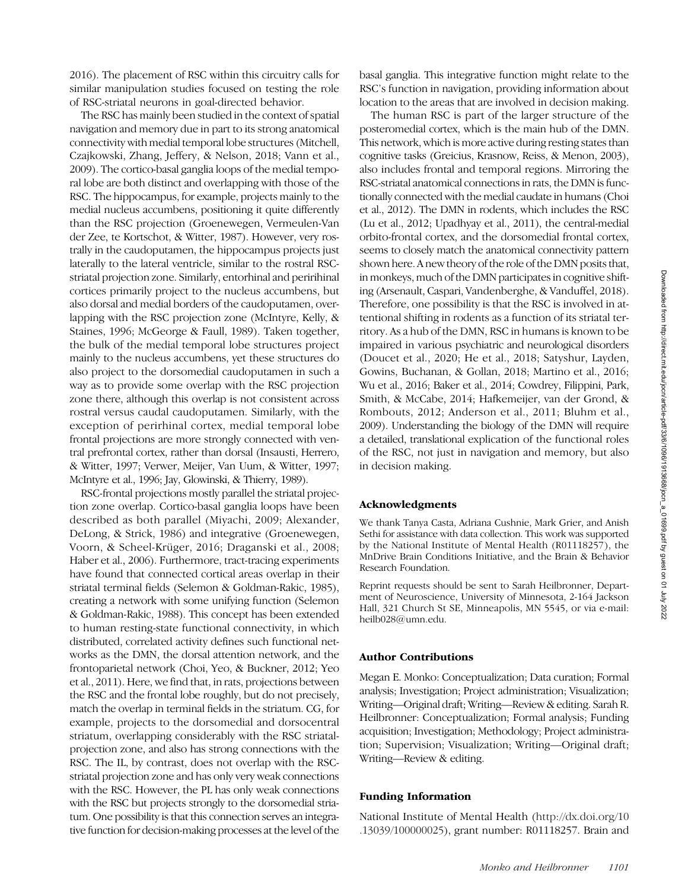2016). The placement of RSC within this circuitry calls for similar manipulation studies focused on testing the role of RSC-striatal neurons in goal-directed behavior.

The RSC has mainly been studied in the context of spatial navigation and memory due in part to its strong anatomical connectivity with medial temporal lobe structures (Mitchell, Czajkowski, Zhang, Jeffery, & Nelson, 2018; Vann et al., 2009). The cortico-basal ganglia loops of the medial temporal lobe are both distinct and overlapping with those of the RSC. The hippocampus, for example, projects mainly to the medial nucleus accumbens, positioning it quite differently than the RSC projection (Groenewegen, Vermeulen-Van der Zee, te Kortschot, & Witter, 1987). However, very rostrally in the caudoputamen, the hippocampus projects just laterally to the lateral ventricle, similar to the rostral RSC-striatal projection zone. Similarly, entorhinal and perirhinal cortices primarily project to the nucleus accumbens, but also dorsal and medial borders of the caudoputamen, overlapping with the RSC projection zone (McIntyre, Kelly, & Staines, 1996; McGeorge & Faull, 1989). Taken together, the bulk of the medial temporal lobe structures project mainly to the nucleus accumbens, yet these structures do also project to the dorsomedial caudoputamen in such a way as to provide some overlap with the RSC projection zone there, although this overlap is not consistent across rostral versus caudal caudoputamen. Similarly, with the exception of perirhinal cortex, medial temporal lobe frontal projections are more strongly connected with ventral prefrontal cortex, rather than dorsal (Insausti, Herrero, & Witter, 1997; Verwer, Meijer, Van Uum, & Witter, 1997; McIntyre et al., 1996; Jay, Glowinski, & Thierry, 1989).

RSC-frontal projections mostly parallel the striatal projection zone overlap. Cortico-basal ganglia loops have been described as both parallel (Miyachi, 2009; Alexander, DeLong, & Strick, 1986) and integrative (Groenewegen, Voorn, & Scheel-Krüger, 2016; Draganski et al., 2008; Haber et al., 2006). Furthermore, tract-tracing experiments have found that connected cortical areas overlap in their striatal terminal fields (Selemon & Goldman-Rakic, 1985), creating a network with some unifying function (Selemon & Goldman-Rakic, 1988). This concept has been extended to human resting-state functional connectivity, in which distributed, correlated activity defines such functional networks as the DMN, the dorsal attention network, and the frontoparietal network (Choi, Yeo, & Buckner, 2012; Yeo et al., 2011). Here, we find that, in rats, projections between the RSC and the frontal lobe roughly, but do not precisely, match the overlap in terminal fields in the striatum. CG, for example, projects to the dorsomedial and dorsocentral striatum, overlapping considerably with the RSC striatal-projection zone, and also has strong connections with the RSC. The IL, by contrast, does not overlap with the RSC-striatal projection zone and has only very weak connections with the RSC. However, the PL has only weak connections with the RSC but projects strongly to the dorsomedial striatum. One possibility is that this connection serves an integrative function for decision-making processes at the level of the basal ganglia. This integrative function might relate to the RSC's function in navigation, providing information about location to the areas that are involved in decision making.

The human RSC is part of the larger structure of the posteromedial cortex, which is the main hub of the DMN. This network, which is more active during resting states than cognitive tasks (Greicius, Krasnow, Reiss, & Menon, 2003), also includes frontal and temporal regions. Mirroring the RSC-striatal anatomical connections in rats, the DMN is functionally connected with the medial caudate in humans (Choi et al., 2012). The DMN in rodents, which includes the RSC (Lu et al., 2012; Upadhyay et al., 2011), the central-medial orbito-frontal cortex, and the dorsomedial frontal cortex, seems to closely match the anatomical connectivity pattern shown here. A new theory of the role of the DMN posits that, in monkeys, much of the DMN participates in cognitive shifting (Arsenault, Caspari, Vandenberghe, & Vanduffel, 2018). Therefore, one possibility is that the RSC is involved in attentional shifting in rodents as a function of its striatal territory. As a hub of the DMN, RSC in humans is known to be impaired in various psychiatric and neurological disorders (Doucet et al., 2020; He et al., 2018; Satyshur, Layden, Gowins, Buchanan, & Gollan, 2018; Martino et al., 2016; Wu et al., 2016; Baker et al., 2014; Cowdrey, Filippini, Park, Smith, & McCabe, 2014; Hafkemeijer, van der Grond, & Rombouts, 2012; Anderson et al., 2011; Bluhm et al., 2009). Understanding the biology of the DMN will require a detailed, translational explication of the functional roles of the RSC, not just in navigation and memory, but also in decision making.

## Acknowledgments

We thank Tanya Casta, Adriana Cushnie, Mark Grier, and Anish Sethi for assistance with data collection. This work was supported by the National Institute of Mental Health (R01118257), the MnDrive Brain Conditions Initiative, and the Brain & Behavior Research Foundation.

Reprint requests should be sent to Sarah Heilbronner, Department of Neuroscience, University of Minnesota, 2-164 Jackson Hall, 321 Church St SE, Minneapolis, MN 5545, or via e-mail: heilb028@umn.edu.

## Author Contributions

Megan E. Monko: Conceptualization; Data curation; Formal analysis; Investigation; Project administration; Visualization; Writing—Original draft; Writing—Review & editing. Sarah R. Heilbronner: Conceptualization; Formal analysis; Funding acquisition; Investigation; Methodology; Project administration; Supervision; Visualization; Writing—Original draft; Writing—Review & editing.

## Funding Information

National Institute of Mental Health (http://dx.doi.org/10.13039/100000025), grant number: R01118257. Brain and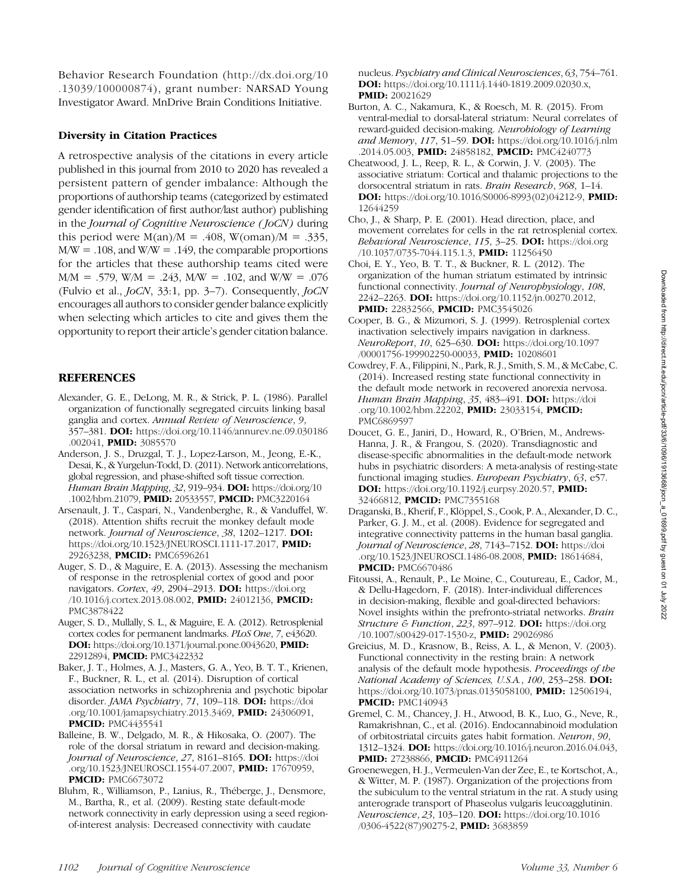Behavior Research Foundation (http://dx.doi.org/10.13039/100000874), grant number: NARSAD Young Investigator Award. MnDrive Brain Conditions Initiative.

### Diversity in Citation Practices

A retrospective analysis of the citations in every article published in this journal from 2010 to 2020 has revealed a persistent pattern of gender imbalance: Although the proportions of authorship teams (categorized by estimated gender identification of first author/last author) publishing in the *Journal of Cognitive Neuroscience (JoCN)* during this period were M(an)/M = .408, W(oman)/M = .335, M/W = .108, and W/W = .149, the comparable proportions for the articles that these authorship teams cited were M/M = .579, W/M = .243, M/W = .102, and W/W = .076 (Fulvio et al., *JoCN*, 33:1, pp. 3–7). Consequently, *JoCN* encourages all authors to consider gender balance explicitly when selecting which articles to cite and gives them the opportunity to report their article's gender citation balance.

## REFERENCES

Alexander, G. E., DeLong, M. R., & Strick, P. L. (1986). Parallel organization of functionally segregated circuits linking basal ganglia and cortex. *Annual Review of Neuroscience*, *9*, 357–381. **DOI:** https://doi.org/10.1146/annurev.ne.09.030186.002041, **PMID:** 3085570

Anderson, J. S., Druzgal, T. J., Lopez-Larson, M., Jeong, E.-K., Desai, K., & Yurgelun-Todd, D. (2011). Network anticorrelations, global regression, and phase-shifted soft tissue correction. *Human Brain Mapping*, *32*, 919–934. **DOI:** https://doi.org/10.1002/hbm.21079, **PMID:** 20533557, **PMCID:** PMC3220164

Arsenault, J. T., Caspari, N., Vandenberghe, R., & Vanduffel, W. (2018). Attention shifts recruit the monkey default mode network. *Journal of Neuroscience*, *38*, 1202–1217. **DOI:** https://doi.org/10.1523/JNEUROSCI.1111-17.2017, **PMID:** 29263238, **PMCID:** PMC6596261

Auger, S. D., & Maguire, E. A. (2013). Assessing the mechanism of response in the retrosplenial cortex of good and poor navigators. *Cortex*, *49*, 2904–2913. **DOI:** https://doi.org/10.1016/j.cortex.2013.08.002, **PMID:** 24012136, **PMCID:** PMC3878422

Auger, S. D., Mullally, S. L., & Maguire, E. A. (2012). Retrosplenial cortex codes for permanent landmarks. *PLoS One*, *7*, e43620. **DOI:** https://doi.org/10.1371/journal.pone.0043620, **PMID:** 22912894, **PMCID:** PMC3422332

Baker, J. T., Holmes, A. J., Masters, G. A., Yeo, B. T. T., Krienen, F., Buckner, R. L., et al. (2014). Disruption of cortical association networks in schizophrenia and psychotic bipolar disorder. *JAMA Psychiatry*, *71*, 109–118. **DOI:** https://doi.org/10.1001/jamapsychiatry.2013.3469, **PMID:** 24306091, **PMCID:** PMC4435541

Balleine, B. W., Delgado, M. R., & Hikosaka, O. (2007). The role of the dorsal striatum in reward and decision-making. *Journal of Neuroscience*, *27*, 8161–8165. **DOI:** https://doi.org/10.1523/JNEUROSCI.1554-07.2007, **PMID:** 17670959, **PMCID:** PMC6673072

Bluhm, R., Williamson, P., Lanius, R., Théberge, J., Densmore, M., Bartha, R., et al. (2009). Resting state default-mode network connectivity in early depression using a seed region-of-interest analysis: Decreased connectivity with caudate nucleus. *Psychiatry and Clinical Neurosciences*, *63*, 754–761. **DOI:** https://doi.org/10.1111/j.1440-1819.2009.02030.x, **PMID:** 20021629

Burton, A. C., Nakamura, K., & Roesch, M. R. (2015). From ventral-medial to dorsal-lateral striatum: Neural correlates of reward-guided decision-making. *Neurobiology of Learning and Memory*, *117*, 51–59. **DOI:** https://doi.org/10.1016/j.nlm.2014.05.003, **PMID:** 24858182, **PMCID:** PMC4240773

Cheatwood, J. L., Reep, R. L., & Corwin, J. V. (2003). The associative striatum: Cortical and thalamic projections to the dorsocentral striatum in rats. *Brain Research*, *968*, 1–14. **DOI:** https://doi.org/10.1016/S0006-8993(02)04212-9, **PMID:** 12644259

Cho, J., & Sharp, P. E. (2001). Head direction, place, and movement correlates for cells in the rat retrosplenial cortex. *Behavioral Neuroscience*, *115*, 3–25. **DOI:** https://doi.org/10.1037/0735-7044.115.1.3, **PMID:** 11256450

Choi, E. Y., Yeo, B. T. T., & Buckner, R. L. (2012). The organization of the human striatum estimated by intrinsic functional connectivity. *Journal of Neurophysiology*, *108*, 2242–2263. **DOI:** https://doi.org/10.1152/jn.00270.2012, **PMID:** 22832566, **PMCID:** PMC3545026

Cooper, B. G., & Mizumori, S. J. (1999). Retrosplenial cortex inactivation selectively impairs navigation in darkness. *NeuroReport*, *10*, 625–630. **DOI:** https://doi.org/10.1097/00001756-199902250-00033, **PMID:** 10208601

Cowdrey, F. A., Filippini, N., Park, R. J., Smith, S. M., & McCabe, C. (2014). Increased resting state functional connectivity in the default mode network in recovered anorexia nervosa. *Human Brain Mapping*, *35*, 483–491. **DOI:** https://doi.org/10.1002/hbm.22202, **PMID:** 23033154, **PMCID:** PMC6869597

Doucet, G. E., Janiri, D., Howard, R., O'Brien, M., Andrews-Hanna, J. R., & Frangou, S. (2020). Transdiagnostic and disease-specific abnormalities in the default-mode network hubs in psychiatric disorders: A meta-analysis of resting-state functional imaging studies. *European Psychiatry*, *63*, e57. **DOI:** https://doi.org/10.1192/j.eurpsy.2020.57, **PMID:** 32466812, **PMCID:** PMC7355168

Draganski, B., Kherif, F., Klöppel, S., Cook, P. A., Alexander, D. C., Parker, G. J. M., et al. (2008). Evidence for segregated and integrative connectivity patterns in the human basal ganglia. *Journal of Neuroscience*, *28*, 7143–7152. **DOI:** https://doi.org/10.1523/JNEUROSCI.1486-08.2008, **PMID:** 18614684, **PMCID:** PMC6670486

Fitoussi, A., Renault, P., Le Moine, C., Coutureau, E., Cador, M., & Dellu-Hagedorn, F. (2018). Inter-individual differences in decision-making, flexible and goal-directed behaviors: Novel insights within the prefronto-striatal networks. *Brain Structure & Function*, *223*, 897–912. **DOI:** https://doi.org/10.1007/s00429-017-1530-z, **PMID:** 29026986

Greicius, M. D., Krasnow, B., Reiss, A. L., & Menon, V. (2003). Functional connectivity in the resting brain: A network analysis of the default mode hypothesis. *Proceedings of the National Academy of Sciences, U.S.A.*, *100*, 253–258. **DOI:** https://doi.org/10.1073/pnas.0135058100, **PMID:** 12506194, **PMCID:** PMC140943

Gremel, C. M., Chancey, J. H., Atwood, B. K., Luo, G., Neve, R., Ramakrishnan, C., et al. (2016). Endocannabinoid modulation of orbitostriatal circuits gates habit formation. *Neuron*, *90*, 1312–1324. **DOI:** https://doi.org/10.1016/j.neuron.2016.04.043, **PMID:** 27238866, **PMCID:** PMC4911264

Groenewegen, H. J., Vermeulen-Van der Zee, E., te Kortschot, A., & Witter, M. P. (1987). Organization of the projections from the subiculum to the ventral striatum in the rat. A study using anterograde transport of Phaseolus vulgaris leucoagglutinin. *Neuroscience*, *23*, 103–120. **DOI:** https://doi.org/10.1016/0306-4522(87)90275-2, **PMID:** 3683859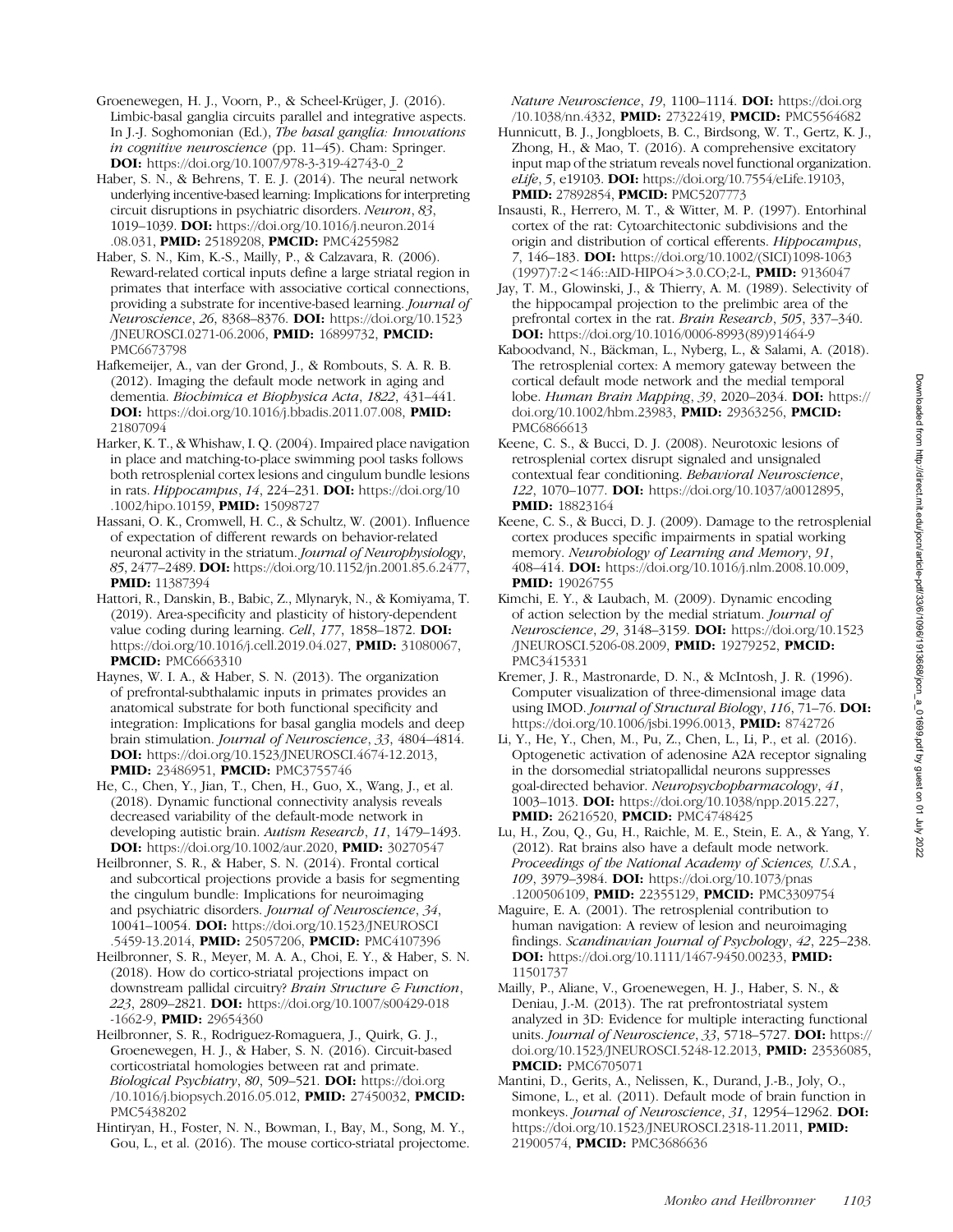Groenewegen, H. J., Voorn, P., & Scheel-Krüger, J. (2016). Limbic-basal ganglia circuits parallel and integrative aspects. In J.-J. Soghomonian (Ed.), *The basal ganglia: Innovations in cognitive neuroscience* (pp. 11–45). Cham: Springer. **DOI:** https://doi.org/10.1007/978-3-319-42743-0_2

Haber, S. N., & Behrens, T. E. J. (2014). The neural network underlying incentive-based learning: Implications for interpreting circuit disruptions in psychiatric disorders. *Neuron*, *83*, 1019–1039. **DOI:** https://doi.org/10.1016/j.neuron.2014.08.031, **PMID:** 25189208, **PMCID:** PMC4255982

Haber, S. N., Kim, K.-S., Mailly, P., & Calzavara, R. (2006). Reward-related cortical inputs define a large striatal region in primates that interface with associative cortical connections, providing a substrate for incentive-based learning. *Journal of Neuroscience*, *26*, 8368–8376. **DOI:** https://doi.org/10.1523/JNEUROSCI.0271-06.2006, **PMID:** 16899732, **PMCID:** PMC6673798

Hafkemeijer, A., van der Grond, J., & Rombouts, S. A. R. B. (2012). Imaging the default mode network in aging and dementia. *Biochimica et Biophysica Acta*, *1822*, 431–441. **DOI:** https://doi.org/10.1016/j.bbadis.2011.07.008, **PMID:** 21807094

Harker, K. T., & Whishaw, I. Q. (2004). Impaired place navigation in place and matching-to-place swimming pool tasks follows both retrosplenial cortex lesions and cingulum bundle lesions in rats. *Hippocampus*, *14*, 224–231. **DOI:** https://doi.org/10.1002/hipo.10159, **PMID:** 15098727

Hassani, O. K., Cromwell, H. C., & Schultz, W. (2001). Influence of expectation of different rewards on behavior-related neuronal activity in the striatum. *Journal of Neurophysiology*, *85*, 2477–2489. **DOI:** https://doi.org/10.1152/jn.2001.85.6.2477, **PMID:** 11387394

Hattori, R., Danskin, B., Babic, Z., Mlynaryk, N., & Komiyama, T. (2019). Area-specificity and plasticity of history-dependent value coding during learning. *Cell*, *177*, 1858–1872. **DOI:** https://doi.org/10.1016/j.cell.2019.04.027, **PMID:** 31080067, **PMCID:** PMC6663310

Haynes, W. I. A., & Haber, S. N. (2013). The organization of prefrontal-subthalamic inputs in primates provides an anatomical substrate for both functional specificity and integration: Implications for basal ganglia models and deep brain stimulation. *Journal of Neuroscience*, *33*, 4804–4814. **DOI:** https://doi.org/10.1523/JNEUROSCI.4674-12.2013, **PMID:** 23486951, **PMCID:** PMC3755746

He, C., Chen, Y., Jian, T., Chen, H., Guo, X., Wang, J., et al. (2018). Dynamic functional connectivity analysis reveals decreased variability of the default-mode network in developing autistic brain. *Autism Research*, *11*, 1479–1493. **DOI:** https://doi.org/10.1002/aur.2020, **PMID:** 30270547

Heilbronner, S. R., & Haber, S. N. (2014). Frontal cortical and subcortical projections provide a basis for segmenting the cingulum bundle: Implications for neuroimaging and psychiatric disorders. *Journal of Neuroscience*, *34*, 10041–10054. **DOI:** https://doi.org/10.1523/JNEUROSCI.5459-13.2014, **PMID:** 25057206, **PMCID:** PMC4107396

Heilbronner, S. R., Meyer, M. A. A., Choi, E. Y., & Haber, S. N. (2018). How do cortico-striatal projections impact on downstream pallidal circuitry? *Brain Structure & Function*, *223*, 2809–2821. **DOI:** https://doi.org/10.1007/s00429-018-1662-9, **PMID:** 29654360

Heilbronner, S. R., Rodriguez-Romaguera, J., Quirk, G. J., Groenewegen, H. J., & Haber, S. N. (2016). Circuit-based corticostriatal homologies between rat and primate. *Biological Psychiatry*, *80*, 509–521. **DOI:** https://doi.org/10.1016/j.biopsych.2016.05.012, **PMID:** 27450032, **PMCID:** PMC5438202

Hintiryan, H., Foster, N. N., Bowman, I., Bay, M., Song, M. Y., Gou, L., et al. (2016). The mouse cortico-striatal projectome. *Nature Neuroscience*, *19*, 1100–1114. **DOI:** https://doi.org/10.1038/nn.4332, **PMID:** 27322419, **PMCID:** PMC5564682

Hunnicutt, B. J., Jongbloets, B. C., Birdsong, W. T., Gertz, K. J., Zhong, H., & Mao, T. (2016). A comprehensive excitatory input map of the striatum reveals novel functional organization. *eLife*, *5*, e19103. **DOI:** https://doi.org/10.7554/eLife.19103, **PMID:** 27892854, **PMCID:** PMC5207773

Insausti, R., Herrero, M. T., & Witter, M. P. (1997). Entorhinal cortex of the rat: Cytoarchitectonic subdivisions and the origin and distribution of cortical efferents. *Hippocampus*, *7*, 146–183. **DOI:** https://doi.org/10.1002/(SICI)1098-1063(1997)7:2<146::AID-HIPO4>3.0.CO;2-L, **PMID:** 9136047

Jay, T. M., Glowinski, J., & Thierry, A. M. (1989). Selectivity of the hippocampal projection to the prelimbic area of the prefrontal cortex in the rat. *Brain Research*, *505*, 337–340. **DOI:** https://doi.org/10.1016/0006-8993(89)91464-9

Kaboodvand, N., Bäckman, L., Nyberg, L., & Salami, A. (2018). The retrosplenial cortex: A memory gateway between the cortical default mode network and the medial temporal lobe. *Human Brain Mapping*, *39*, 2020–2034. **DOI:** https://doi.org/10.1002/hbm.23983, **PMID:** 29363256, **PMCID:** PMC6866613

Keene, C. S., & Bucci, D. J. (2008). Neurotoxic lesions of retrosplenial cortex disrupt signaled and unsignaled contextual fear conditioning. *Behavioral Neuroscience*, *122*, 1070–1077. **DOI:** https://doi.org/10.1037/a0012895, **PMID:** 18823164

Keene, C. S., & Bucci, D. J. (2009). Damage to the retrosplenial cortex produces specific impairments in spatial working memory. *Neurobiology of Learning and Memory*, *91*, 408–414. **DOI:** https://doi.org/10.1016/j.nlm.2008.10.009, **PMID:** 19026755

Kimchi, E. Y., & Laubach, M. (2009). Dynamic encoding of action selection by the medial striatum. *Journal of Neuroscience*, *29*, 3148–3159. **DOI:** https://doi.org/10.1523/JNEUROSCI.5206-08.2009, **PMID:** 19279252, **PMCID:** PMC3415331

Kremer, J. R., Mastronarde, D. N., & McIntosh, J. R. (1996). Computer visualization of three-dimensional image data using IMOD. *Journal of Structural Biology*, *116*, 71–76. **DOI:** https://doi.org/10.1006/jsbi.1996.0013, **PMID:** 8742726

Li, Y., He, Y., Chen, M., Pu, Z., Chen, L., Li, P., et al. (2016). Optogenetic activation of adenosine A2A receptor signaling in the dorsomedial striatopallidal neurons suppresses goal-directed behavior. *Neuropsychopharmacology*, *41*, 1003–1013. **DOI:** https://doi.org/10.1038/npp.2015.227, **PMID:** 26216520, **PMCID:** PMC4748425

Lu, H., Zou, Q., Gu, H., Raichle, M. E., Stein, E. A., & Yang, Y. (2012). Rat brains also have a default mode network. *Proceedings of the National Academy of Sciences, U.S.A.*, *109*, 3979–3984. **DOI:** https://doi.org/10.1073/pnas.1200506109, **PMID:** 22355129, **PMCID:** PMC3309754

Maguire, E. A. (2001). The retrosplenial contribution to human navigation: A review of lesion and neuroimaging findings. *Scandinavian Journal of Psychology*, *42*, 225–238. **DOI:** https://doi.org/10.1111/1467-9450.00233, **PMID:** 11501737

Mailly, P., Aliane, V., Groenewegen, H. J., Haber, S. N., & Deniau, J.-M. (2013). The rat prefrontostriatal system analyzed in 3D: Evidence for multiple interacting functional units. *Journal of Neuroscience*, *33*, 5718–5727. **DOI:** https://doi.org/10.1523/JNEUROSCI.5248-12.2013, **PMID:** 23536085, **PMCID:** PMC6705071

Mantini, D., Gerits, A., Nelissen, K., Durand, J.-B., Joly, O., Simone, L., et al. (2011). Default mode of brain function in monkeys. *Journal of Neuroscience*, *31*, 12954–12962. **DOI:** https://doi.org/10.1523/JNEUROSCI.2318-11.2011, **PMID:** 21900574, **PMCID:** PMC3686636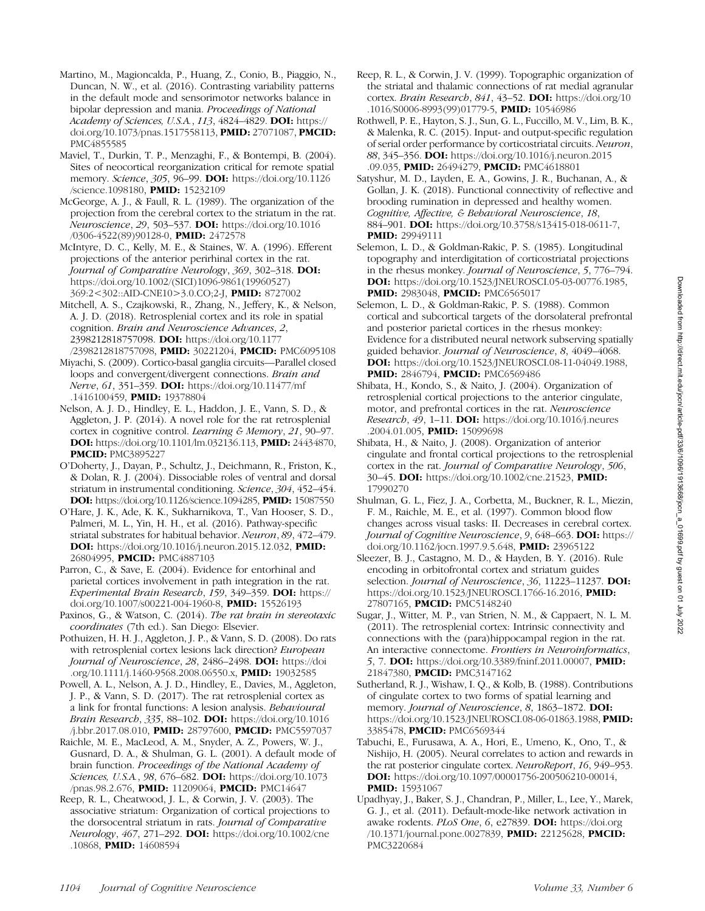Martino, M., Magioncalda, P., Huang, Z., Conio, B., Piaggio, N., Duncan, N. W., et al. (2016). Contrasting variability patterns in the default mode and sensorimotor networks balance in bipolar depression and mania. *Proceedings of National Academy of Sciences, U.S.A.*, *113*, 4824–4829. **DOI:** https://doi.org/10.1073/pnas.1517558113, **PMID:** 27071087, **PMCID:** PMC4855585

Maviel, T., Durkin, T. P., Menzaghi, F., & Bontempi, B. (2004). Sites of neocortical reorganization critical for remote spatial memory. *Science*, *305*, 96–99. **DOI:** https://doi.org/10.1126/science.1098180, **PMID:** 15232109

McGeorge, A. J., & Faull, R. L. (1989). The organization of the projection from the cerebral cortex to the striatum in the rat. *Neuroscience*, *29*, 503–537. **DOI:** https://doi.org/10.1016/0306-4522(89)90128-0, **PMID:** 2472578

McIntyre, D. C., Kelly, M. E., & Staines, W. A. (1996). Efferent projections of the anterior perirhinal cortex in the rat. *Journal of Comparative Neurology*, *369*, 302–318. **DOI:** https://doi.org/10.1002/(SICI)1096-9861(19960527)369:2<302::AID-CNE10>3.0.CO;2-J, **PMID:** 8727002

Mitchell, A. S., Czajkowski, R., Zhang, N., Jeffery, K., & Nelson, A. J. D. (2018). Retrosplenial cortex and its role in spatial cognition. *Brain and Neuroscience Advances*, *2*, 2398212818757098. **DOI:** https://doi.org/10.1177/2398212818757098, **PMID:** 30221204, **PMCID:** PMC6095108

Miyachi, S. (2009). Cortico-basal ganglia circuits—Parallel closed loops and convergent/divergent connections. *Brain and Nerve*, *61*, 351–359. **DOI:** https://doi.org/10.11477/mf.1416100459, **PMID:** 19378804

Nelson, A. J. D., Hindley, E. L., Haddon, J. E., Vann, S. D., & Aggleton, J. P. (2014). A novel role for the rat retrosplenial cortex in cognitive control. *Learning & Memory*, *21*, 90–97. **DOI:** https://doi.org/10.1101/lm.032136.113, **PMID:** 24434870, **PMCID:** PMC3895227

O'Doherty, J., Dayan, P., Schultz, J., Deichmann, R., Friston, K., & Dolan, R. J. (2004). Dissociable roles of ventral and dorsal striatum in instrumental conditioning. *Science*, *304*, 452–454. **DOI:** https://doi.org/10.1126/science.1094285, **PMID:** 15087550

O'Hare, J. K., Ade, K. K., Sukharnikova, T., Van Hooser, S. D., Palmeri, M. L., Yin, H. H., et al. (2016). Pathway-specific striatal substrates for habitual behavior. *Neuron*, *89*, 472–479. **DOI:** https://doi.org/10.1016/j.neuron.2015.12.032, **PMID:** 26804995, **PMCID:** PMC4887103

Parron, C., & Save, E. (2004). Evidence for entorhinal and parietal cortices involvement in path integration in the rat. *Experimental Brain Research*, *159*, 349–359. **DOI:** https://doi.org/10.1007/s00221-004-1960-8, **PMID:** 15526193

Paxinos, G., & Watson, C. (2014). *The rat brain in stereotaxic coordinates* (7th ed.). San Diego: Elsevier.

Pothuizen, H. H. J., Aggleton, J. P., & Vann, S. D. (2008). Do rats with retrosplenial cortex lesions lack direction? *European Journal of Neuroscience*, *28*, 2486–2498. **DOI:** https://doi.org/10.1111/j.1460-9568.2008.06550.x, **PMID:** 19032585

Powell, A. L., Nelson, A. J. D., Hindley, E., Davies, M., Aggleton, J. P., & Vann, S. D. (2017). The rat retrosplenial cortex as a link for frontal functions: A lesion analysis. *Behavioural Brain Research*, *335*, 88–102. **DOI:** https://doi.org/10.1016/j.bbr.2017.08.010, **PMID:** 28797600, **PMCID:** PMC5597037

Raichle, M. E., MacLeod, A. M., Snyder, A. Z., Powers, W. J., Gusnard, D. A., & Shulman, G. L. (2001). A default mode of brain function. *Proceedings of the National Academy of Sciences, U.S.A.*, *98*, 676–682. **DOI:** https://doi.org/10.1073/pnas.98.2.676, **PMID:** 11209064, **PMCID:** PMC14647

Reep, R. L., Cheatwood, J. L., & Corwin, J. V. (2003). The associative striatum: Organization of cortical projections to the dorsocentral striatum in rats. *Journal of Comparative Neurology*, *467*, 271–292. **DOI:** https://doi.org/10.1002/cne.10868, **PMID:** 14608594

Reep, R. L., & Corwin, J. V. (1999). Topographic organization of the striatal and thalamic connections of rat medial agranular cortex. *Brain Research*, *841*, 43–52. **DOI:** https://doi.org/10.1016/S0006-8993(99)01779-5, **PMID:** 10546986

Rothwell, P. E., Hayton, S. J., Sun, G. L., Fuccillo, M. V., Lim, B. K., & Malenka, R. C. (2015). Input- and output-specific regulation of serial order performance by corticostriatal circuits. *Neuron*, *88*, 345–356. **DOI:** https://doi.org/10.1016/j.neuron.2015.09.035, **PMID:** 26494279, **PMCID:** PMC4618801

Satyshur, M. D., Layden, E. A., Gowins, J. R., Buchanan, A., & Gollan, J. K. (2018). Functional connectivity of reflective and brooding rumination in depressed and healthy women. *Cognitive, Affective, & Behavioral Neuroscience*, *18*, 884–901. **DOI:** https://doi.org/10.3758/s13415-018-0611-7, **PMID:** 29949111

Selemon, L. D., & Goldman-Rakic, P. S. (1985). Longitudinal topography and interdigitation of corticostriatal projections in the rhesus monkey. *Journal of Neuroscience*, *5*, 776–794. **DOI:** https://doi.org/10.1523/JNEUROSCI.05-03-00776.1985, **PMID:** 2983048, **PMCID:** PMC6565017

Selemon, L. D., & Goldman-Rakic, P. S. (1988). Common cortical and subcortical targets of the dorsolateral prefrontal and posterior parietal cortices in the rhesus monkey: Evidence for a distributed neural network subserving spatially guided behavior. *Journal of Neuroscience*, *8*, 4049–4068. **DOI:** https://doi.org/10.1523/JNEUROSCI.08-11-04049.1988, **PMID:** 2846794, **PMCID:** PMC6569486

Shibata, H., Kondo, S., & Naito, J. (2004). Organization of retrosplenial cortical projections to the anterior cingulate, motor, and prefrontal cortices in the rat. *Neuroscience Research*, *49*, 1–11. **DOI:** https://doi.org/10.1016/j.neures.2004.01.005, **PMID:** 15099698

Shibata, H., & Naito, J. (2008). Organization of anterior cingulate and frontal cortical projections to the retrosplenial cortex in the rat. *Journal of Comparative Neurology*, *506*, 30–45. **DOI:** https://doi.org/10.1002/cne.21523, **PMID:** 17990270

Shulman, G. L., Fiez, J. A., Corbetta, M., Buckner, R. L., Miezin, F. M., Raichle, M. E., et al. (1997). Common blood flow changes across visual tasks: II. Decreases in cerebral cortex. *Journal of Cognitive Neuroscience*, *9*, 648–663. **DOI:** https://doi.org/10.1162/jocn.1997.9.5.648, **PMID:** 23965122

Sleezer, B. J., Castagno, M. D., & Hayden, B. Y. (2016). Rule encoding in orbitofrontal cortex and striatum guides selection. *Journal of Neuroscience*, *36*, 11223–11237. **DOI:** https://doi.org/10.1523/JNEUROSCI.1766-16.2016, **PMID:** 27807165, **PMCID:** PMC5148240

Sugar, J., Witter, M. P., van Strien, N. M., & Cappaert, N. L. M. (2011). The retrosplenial cortex: Intrinsic connectivity and connections with the (para)hippocampal region in the rat. An interactive connectome. *Frontiers in Neuroinformatics*, *5*, 7. **DOI:** https://doi.org/10.3389/fninf.2011.00007, **PMID:** 21847380, **PMCID:** PMC3147162

Sutherland, R. J., Wishaw, I. Q., & Kolb, B. (1988). Contributions of cingulate cortex to two forms of spatial learning and memory. *Journal of Neuroscience*, *8*, 1863–1872. **DOI:** https://doi.org/10.1523/JNEUROSCI.08-06-01863.1988, **PMID:** 3385478, **PMCID:** PMC6569344

Tabuchi, E., Furusawa, A. A., Hori, E., Umeno, K., Ono, T., & Nishijo, H. (2005). Neural correlates to action and rewards in the rat posterior cingulate cortex. *NeuroReport*, *16*, 949–953. **DOI:** https://doi.org/10.1097/00001756-200506210-00014, **PMID:** 15931067

Upadhyay, J., Baker, S. J., Chandran, P., Miller, L., Lee, Y., Marek, G. J., et al. (2011). Default-mode-like network activation in awake rodents. *PLoS One*, *6*, e27839. **DOI:** https://doi.org/10.1371/journal.pone.0027839, **PMID:** 22125628, **PMCID:** PMC3220684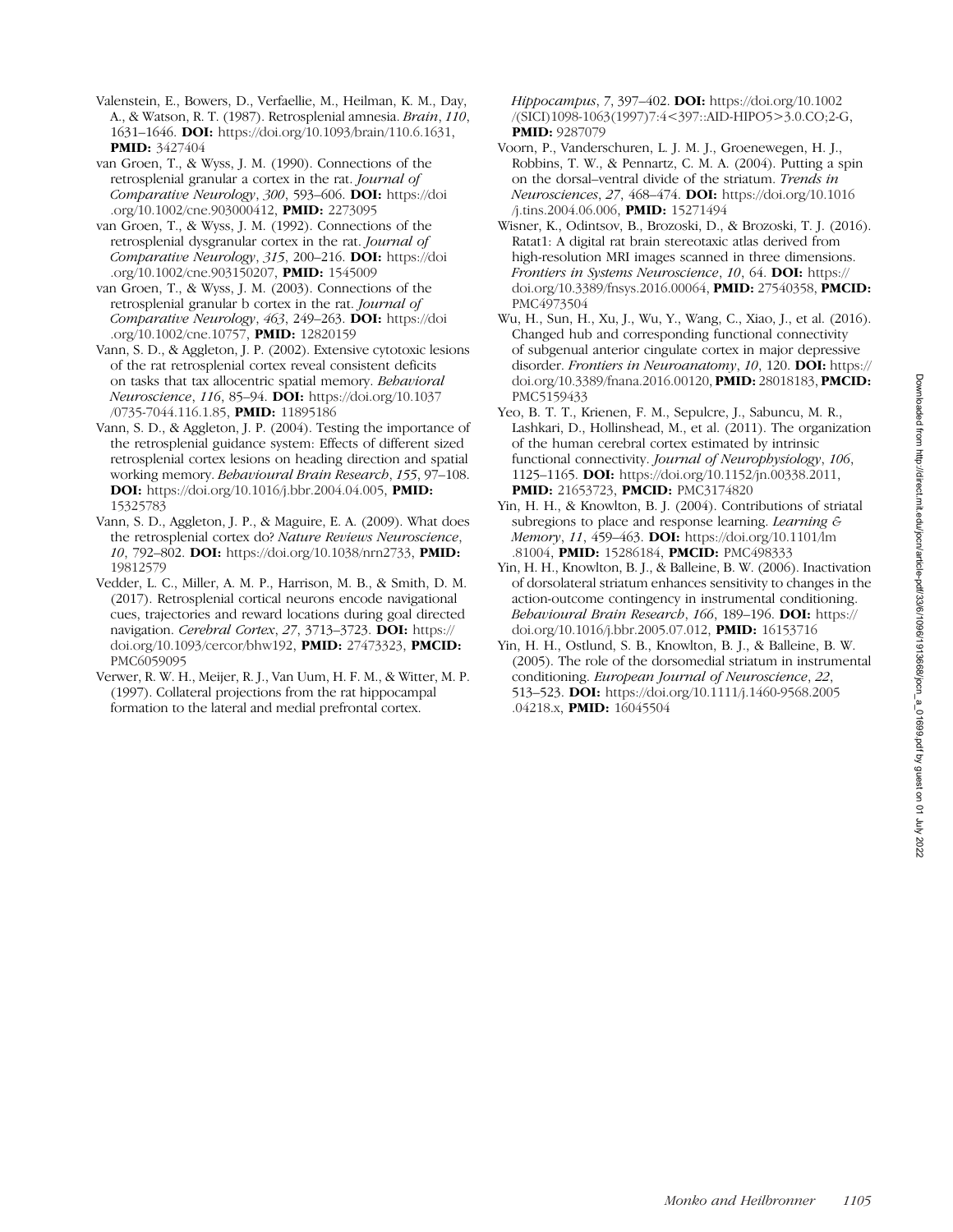Valenstein, E., Bowers, D., Verfaellie, M., Heilman, K. M., Day, A., & Watson, R. T. (1987). Retrosplenial amnesia. *Brain*, *110*, 1631–1646. **DOI:** https://doi.org/10.1093/brain/110.6.1631, **PMID:** 3427404

van Groen, T., & Wyss, J. M. (1990). Connections of the retrosplenial granular a cortex in the rat. *Journal of Comparative Neurology*, *300*, 593–606. **DOI:** https://doi.org/10.1002/cne.903000412, **PMID:** 2273095

van Groen, T., & Wyss, J. M. (1992). Connections of the retrosplenial dysgranular cortex in the rat. *Journal of Comparative Neurology*, *315*, 200–216. **DOI:** https://doi.org/10.1002/cne.903150207, **PMID:** 1545009

van Groen, T., & Wyss, J. M. (2003). Connections of the retrosplenial granular b cortex in the rat. *Journal of Comparative Neurology*, *463*, 249–263. **DOI:** https://doi.org/10.1002/cne.10757, **PMID:** 12820159

Vann, S. D., & Aggleton, J. P. (2002). Extensive cytotoxic lesions of the rat retrosplenial cortex reveal consistent deficits on tasks that tax allocentric spatial memory. *Behavioral Neuroscience*, *116*, 85–94. **DOI:** https://doi.org/10.1037/0735-7044.116.1.85, **PMID:** 11895186

Vann, S. D., & Aggleton, J. P. (2004). Testing the importance of the retrosplenial guidance system: Effects of different sized retrosplenial cortex lesions on heading direction and spatial working memory. *Behavioural Brain Research*, *155*, 97–108. **DOI:** https://doi.org/10.1016/j.bbr.2004.04.005, **PMID:** 15325783

Vann, S. D., Aggleton, J. P., & Maguire, E. A. (2009). What does the retrosplenial cortex do? *Nature Reviews Neuroscience*, *10*, 792–802. **DOI:** https://doi.org/10.1038/nrn2733, **PMID:** 19812579

Vedder, L. C., Miller, A. M. P., Harrison, M. B., & Smith, D. M. (2017). Retrosplenial cortical neurons encode navigational cues, trajectories and reward locations during goal directed navigation. *Cerebral Cortex*, *27*, 3713–3723. **DOI:** https://doi.org/10.1093/cercor/bhw192, **PMID:** 27473323, **PMCID:** PMC6059095

Verwer, R. W. H., Meijer, R. J., Van Uum, H. F. M., & Witter, M. P. (1997). Collateral projections from the rat hippocampal formation to the lateral and medial prefrontal cortex. *Hippocampus*, *7*, 397–402. **DOI:** https://doi.org/10.1002/(SICI)1098-1063(1997)7:4<397::AID-HIPO5>3.0.CO;2-G, **PMID:** 9287079

Voorn, P., Vanderschuren, L. J. M. J., Groenewegen, H. J., Robbins, T. W., & Pennartz, C. M. A. (2004). Putting a spin on the dorsal–ventral divide of the striatum. *Trends in Neurosciences*, *27*, 468–474. **DOI:** https://doi.org/10.1016/j.tins.2004.06.006, **PMID:** 15271494

Wisner, K., Odintsov, B., Brozoski, D., & Brozoski, T. J. (2016). Ratat1: A digital rat brain stereotaxic atlas derived from high-resolution MRI images scanned in three dimensions. *Frontiers in Systems Neuroscience*, *10*, 64. **DOI:** https://doi.org/10.3389/fnsys.2016.00064, **PMID:** 27540358, **PMCID:** PMC4973504

Wu, H., Sun, H., Xu, J., Wu, Y., Wang, C., Xiao, J., et al. (2016). Changed hub and corresponding functional connectivity of subgenual anterior cingulate cortex in major depressive disorder. *Frontiers in Neuroanatomy*, *10*, 120. **DOI:** https://doi.org/10.3389/fnana.2016.00120, **PMID:** 28018183, **PMCID:** PMC5159433

Yeo, B. T. T., Krienen, F. M., Sepulcre, J., Sabuncu, M. R., Lashkari, D., Hollinshead, M., et al. (2011). The organization of the human cerebral cortex estimated by intrinsic functional connectivity. *Journal of Neurophysiology*, *106*, 1125–1165. **DOI:** https://doi.org/10.1152/jn.00338.2011, **PMID:** 21653723, **PMCID:** PMC3174820

Yin, H. H., & Knowlton, B. J. (2004). Contributions of striatal subregions to place and response learning. *Learning & Memory*, *11*, 459–463. **DOI:** https://doi.org/10.1101/lm.81004, **PMID:** 15286184, **PMCID:** PMC498333

Yin, H. H., Knowlton, B. J., & Balleine, B. W. (2006). Inactivation of dorsolateral striatum enhances sensitivity to changes in the action-outcome contingency in instrumental conditioning. *Behavioural Brain Research*, *166*, 189–196. **DOI:** https://doi.org/10.1016/j.bbr.2005.07.012, **PMID:** 16153716

Yin, H. H., Ostlund, S. B., Knowlton, B. J., & Balleine, B. W. (2005). The role of the dorsomedial striatum in instrumental conditioning. *European Journal of Neuroscience*, *22*, 513–523. **DOI:** https://doi.org/10.1111/j.1460-9568.2005.04218.x, **PMID:** 16045504